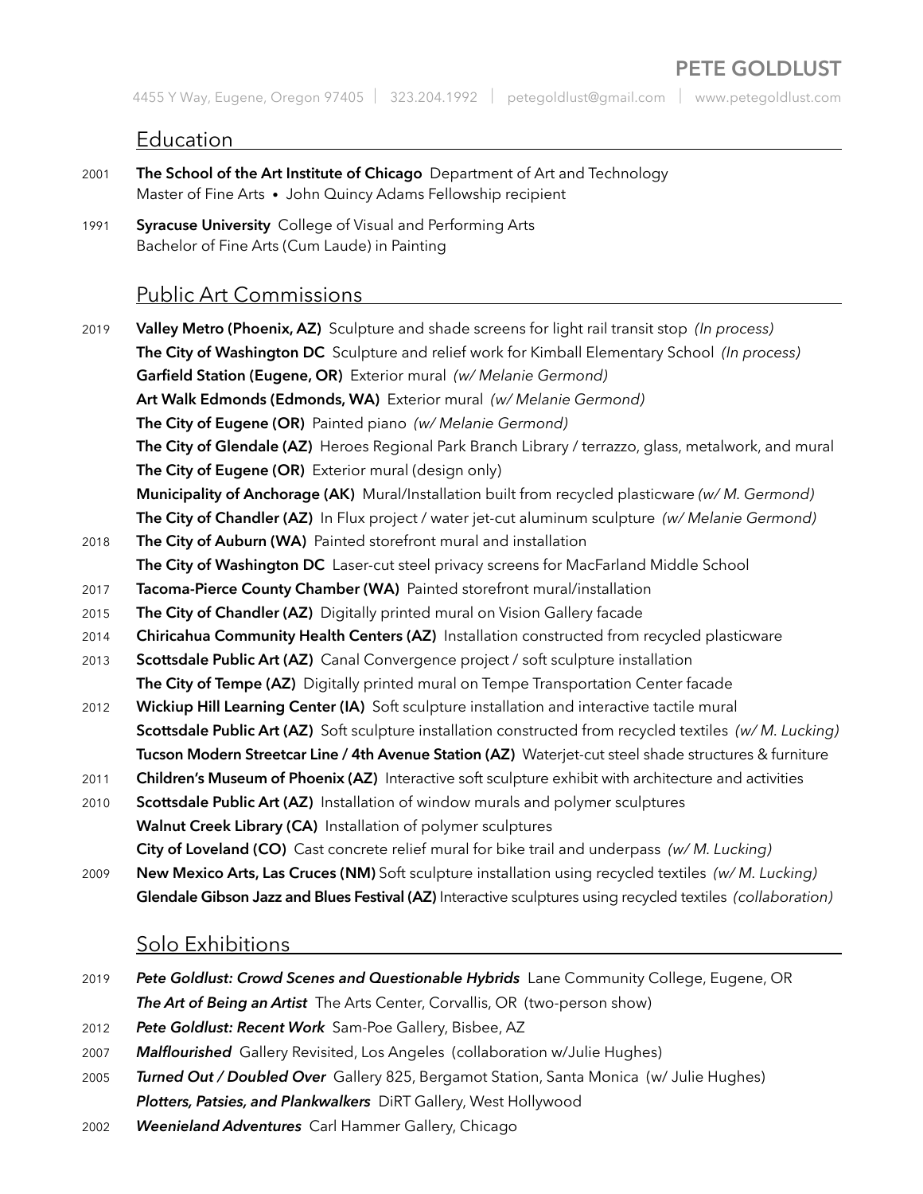# PETE GOLDLUST

4455 Y Way, Eugene, Oregon 97405 | 323.204.1992 | petegoldlust@gmail.com | www.petegoldlust.com

## Education

2001 **The School of the Art Institute of Chicago** Department of Art and Technology
Master of Fine Arts • John Quincy Adams Fellowship recipient

1991 **Syracuse University** College of Visual and Performing Arts
Bachelor of Fine Arts (Cum Laude) in Painting

## Public Art Commissions

2019 **Valley Metro (Phoenix, AZ)** Sculpture and shade screens for light rail transit stop *(In process)*
**The City of Washington DC** Sculpture and relief work for Kimball Elementary School *(In process)*
**Garfield Station (Eugene, OR)** Exterior mural *(w/ Melanie Germond)*
**Art Walk Edmonds (Edmonds, WA)** Exterior mural *(w/ Melanie Germond)*
**The City of Eugene (OR)** Painted piano *(w/ Melanie Germond)*
**The City of Glendale (AZ)** Heroes Regional Park Branch Library / terrazzo, glass, metalwork, and mural
**The City of Eugene (OR)** Exterior mural (design only)
**Municipality of Anchorage (AK)** Mural/Installation built from recycled plasticware *(w/ M. Germond)*
**The City of Chandler (AZ)** In Flux project / water jet-cut aluminum sculpture *(w/ Melanie Germond)*

2018 **The City of Auburn (WA)** Painted storefront mural and installation
**The City of Washington DC** Laser-cut steel privacy screens for MacFarland Middle School

2017 **Tacoma-Pierce County Chamber (WA)** Painted storefront mural/installation

2015 **The City of Chandler (AZ)** Digitally printed mural on Vision Gallery facade

2014 **Chiricahua Community Health Centers (AZ)** Installation constructed from recycled plasticware

2013 **Scottsdale Public Art (AZ)** Canal Convergence project / soft sculpture installation
**The City of Tempe (AZ)** Digitally printed mural on Tempe Transportation Center facade

2012 **Wickiup Hill Learning Center (IA)** Soft sculpture installation and interactive tactile mural
**Scottsdale Public Art (AZ)** Soft sculpture installation constructed from recycled textiles *(w/ M. Lucking)*
**Tucson Modern Streetcar Line / 4th Avenue Station (AZ)** Waterjet-cut steel shade structures & furniture

2011 **Children's Museum of Phoenix (AZ)** Interactive soft sculpture exhibit with architecture and activities

2010 **Scottsdale Public Art (AZ)** Installation of window murals and polymer sculptures
**Walnut Creek Library (CA)** Installation of polymer sculptures
**City of Loveland (CO)** Cast concrete relief mural for bike trail and underpass *(w/ M. Lucking)*

2009 **New Mexico Arts, Las Cruces (NM)** Soft sculpture installation using recycled textiles *(w/ M. Lucking)*
**Glendale Gibson Jazz and Blues Festival (AZ)** Interactive sculptures using recycled textiles *(collaboration)*

## Solo Exhibitions

2019 ***Pete Goldlust: Crowd Scenes and Questionable Hybrids*** Lane Community College, Eugene, OR
***The Art of Being an Artist*** The Arts Center, Corvallis, OR (two-person show)

2012 ***Pete Goldlust: Recent Work*** Sam-Poe Gallery, Bisbee, AZ

2007 ***Malflourished*** Gallery Revisited, Los Angeles (collaboration w/Julie Hughes)

2005 ***Turned Out / Doubled Over*** Gallery 825, Bergamot Station, Santa Monica (w/ Julie Hughes)
***Plotters, Patsies, and Plankwalkers*** DiRT Gallery, West Hollywood

2002 ***Weenieland Adventures*** Carl Hammer Gallery, Chicago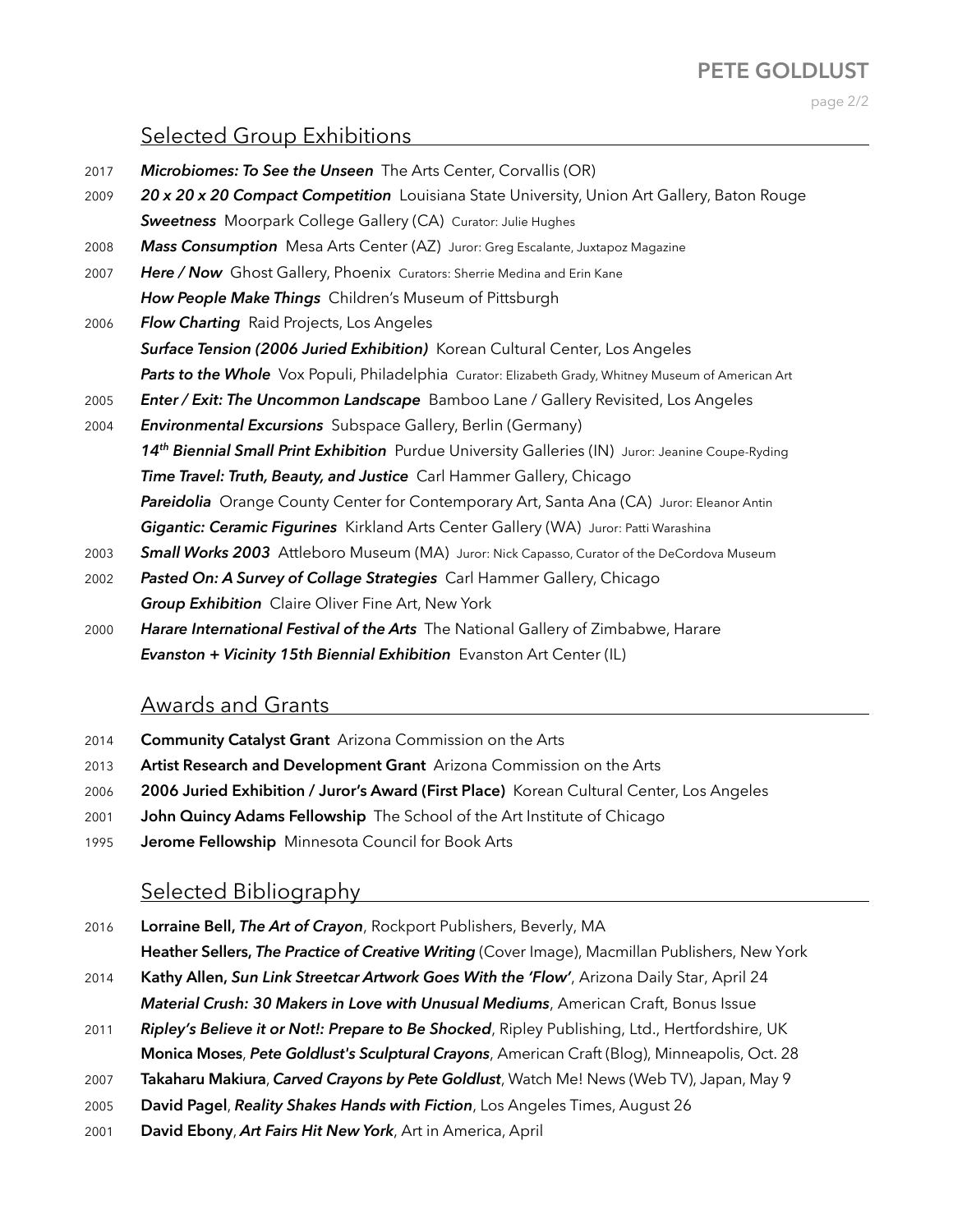## Selected Group Exhibitions

2017 ***Microbiomes: To See the Unseen*** The Arts Center, Corvallis (OR)

2009 ***20 x 20 x 20 Compact Competition*** Louisiana State University, Union Art Gallery, Baton Rouge

***Sweetness*** Moorpark College Gallery (CA) Curator: Julie Hughes

2008 ***Mass Consumption*** Mesa Arts Center (AZ) Juror: Greg Escalante, Juxtapoz Magazine

2007 ***Here / Now*** Ghost Gallery, Phoenix Curators: Sherrie Medina and Erin Kane

***How People Make Things*** Children's Museum of Pittsburgh

2006 ***Flow Charting*** Raid Projects, Los Angeles

***Surface Tension (2006 Juried Exhibition)*** Korean Cultural Center, Los Angeles

***Parts to the Whole*** Vox Populi, Philadelphia Curator: Elizabeth Grady, Whitney Museum of American Art

2005 ***Enter / Exit: The Uncommon Landscape*** Bamboo Lane / Gallery Revisited, Los Angeles

2004 ***Environmental Excursions*** Subspace Gallery, Berlin (Germany)

***14th Biennial Small Print Exhibition*** Purdue University Galleries (IN) Juror: Jeanine Coupe-Ryding

***Time Travel: Truth, Beauty, and Justice*** Carl Hammer Gallery, Chicago

***Pareidolia*** Orange County Center for Contemporary Art, Santa Ana (CA) Juror: Eleanor Antin

***Gigantic: Ceramic Figurines*** Kirkland Arts Center Gallery (WA) Juror: Patti Warashina

2003 ***Small Works 2003*** Attleboro Museum (MA) Juror: Nick Capasso, Curator of the DeCordova Museum

2002 ***Pasted On: A Survey of Collage Strategies*** Carl Hammer Gallery, Chicago

***Group Exhibition*** Claire Oliver Fine Art, New York

2000 ***Harare International Festival of the Arts*** The National Gallery of Zimbabwe, Harare

***Evanston + Vicinity 15th Biennial Exhibition*** Evanston Art Center (IL)

## Awards and Grants

2014 **Community Catalyst Grant** Arizona Commission on the Arts

2013 **Artist Research and Development Grant** Arizona Commission on the Arts

2006 **2006 Juried Exhibition / Juror's Award (First Place)** Korean Cultural Center, Los Angeles

2001 **John Quincy Adams Fellowship** The School of the Art Institute of Chicago

1995 **Jerome Fellowship** Minnesota Council for Book Arts

## Selected Bibliography

2016 **Lorraine Bell, *The Art of Crayon***, Rockport Publishers, Beverly, MA

**Heather Sellers, *The Practice of Creative Writing*** (Cover Image), Macmillan Publishers, New York

2014 **Kathy Allen, *Sun Link Streetcar Artwork Goes With the 'Flow'***, Arizona Daily Star, April 24

***Material Crush: 30 Makers in Love with Unusual Mediums***, American Craft, Bonus Issue

2011 ***Ripley's Believe it or Not!: Prepare to Be Shocked***, Ripley Publishing, Ltd., Hertfordshire, UK

**Monica Moses**, ***Pete Goldlust's Sculptural Crayons***, American Craft (Blog), Minneapolis, Oct. 28

2007 **Takaharu Makiura**, ***Carved Crayons by Pete Goldlust***, Watch Me! News (Web TV), Japan, May 9

2005 **David Pagel**, ***Reality Shakes Hands with Fiction***, Los Angeles Times, August 26

2001 **David Ebony**, ***Art Fairs Hit New York***, Art in America, April